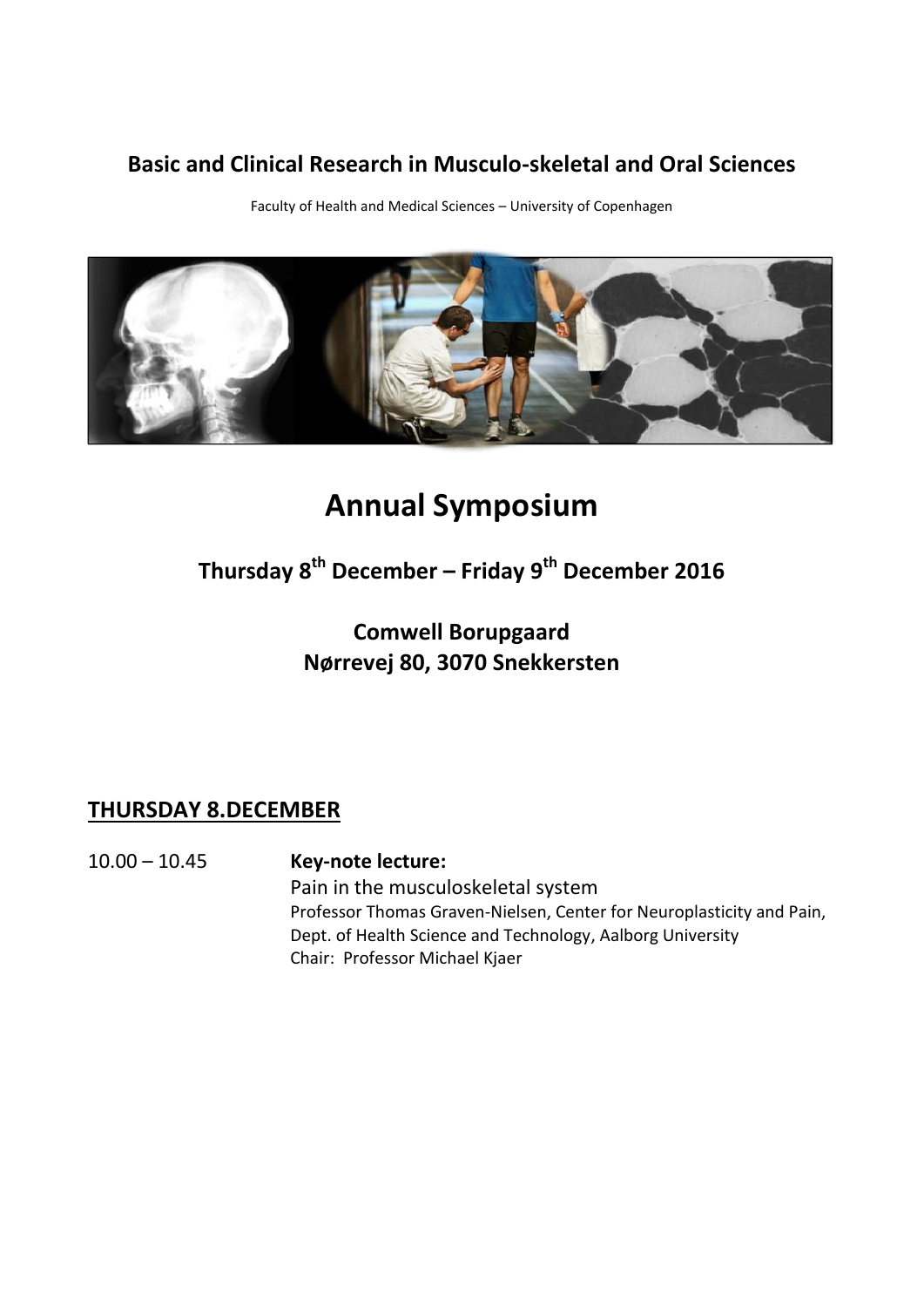## Basic and Clinical Research in Musculo-skeletal and Oral Sciences

Faculty of Health and Medical Sciences – University of Copenhagen

# Annual Symposium

## Thursday 8th December – Friday 9th December 2016

### Comwell Borupgaard
### Nørrevej 80, 3070 Snekkersten

## THURSDAY 8.DECEMBER

10.00 – 10.45 **Key-note lecture:**
Pain in the musculoskeletal system
Professor Thomas Graven-Nielsen, Center for Neuroplasticity and Pain, Dept. of Health Science and Technology, Aalborg University
Chair: Professor Michael Kjaer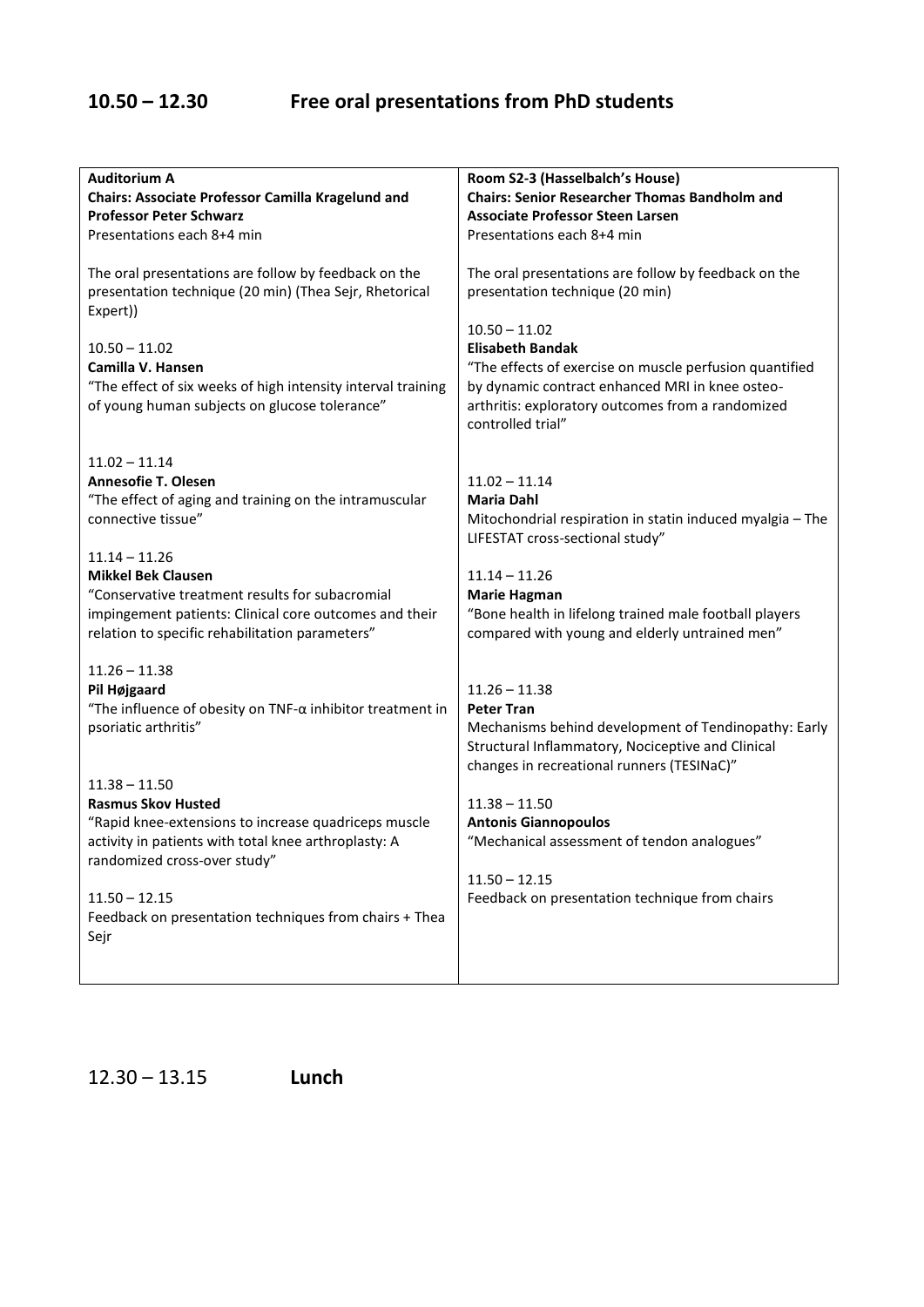## 10.50 – 12.30 Free oral presentations from PhD students

**Auditorium A**
**Chairs: Associate Professor Camilla Kragelund and Professor Peter Schwarz**
Presentations each 8+4 min

The oral presentations are follow by feedback on the presentation technique (20 min) (Thea Sejr, Rhetorical Expert))

10.50 – 11.02
**Camilla V. Hansen**
"The effect of six weeks of high intensity interval training of young human subjects on glucose tolerance"

11.02 – 11.14
**Annesofie T. Olesen**
"The effect of aging and training on the intramuscular connective tissue"

11.14 – 11.26
**Mikkel Bek Clausen**
"Conservative treatment results for subacromial impingement patients: Clinical core outcomes and their relation to specific rehabilitation parameters"

11.26 – 11.38
**Pil Højgaard**
"The influence of obesity on TNF-α inhibitor treatment in psoriatic arthritis"

11.38 – 11.50
**Rasmus Skov Husted**
"Rapid knee-extensions to increase quadriceps muscle activity in patients with total knee arthroplasty: A randomized cross-over study"

11.50 – 12.15
Feedback on presentation techniques from chairs + Thea Sejr

**Room S2-3 (Hasselbalch's House)**
**Chairs: Senior Researcher Thomas Bandholm and Associate Professor Steen Larsen**
Presentations each 8+4 min

The oral presentations are follow by feedback on the presentation technique (20 min)

10.50 – 11.02
**Elisabeth Bandak**
"The effects of exercise on muscle perfusion quantified by dynamic contract enhanced MRI in knee osteo-arthritis: exploratory outcomes from a randomized controlled trial"

11.02 – 11.14
**Maria Dahl**
Mitochondrial respiration in statin induced myalgia – The LIFESTAT cross-sectional study"

11.14 – 11.26
**Marie Hagman**
"Bone health in lifelong trained male football players compared with young and elderly untrained men"

11.26 – 11.38
**Peter Tran**
Mechanisms behind development of Tendinopathy: Early Structural Inflammatory, Nociceptive and Clinical changes in recreational runners (TESINaC)"

11.38 – 11.50
**Antonis Giannopoulos**
"Mechanical assessment of tendon analogues"

11.50 – 12.15
Feedback on presentation technique from chairs

## 12.30 – 13.15 Lunch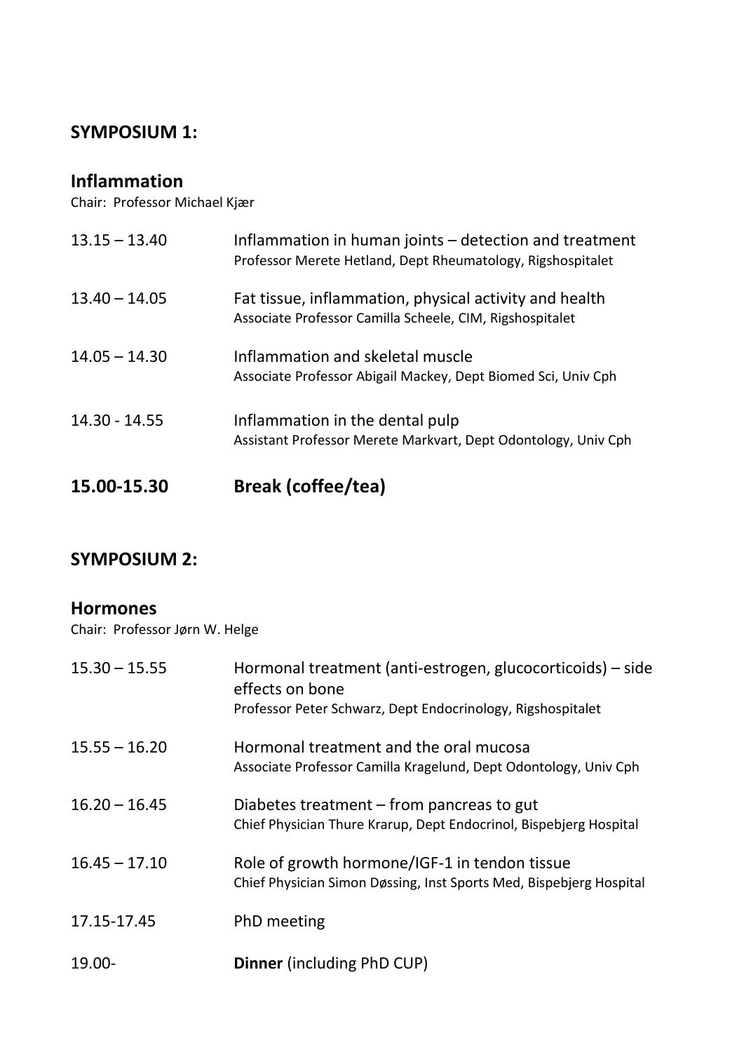## SYMPOSIUM 1:

### Inflammation

Chair: Professor Michael Kjær

| | |
|---|---|
| 13.15 – 13.40 | Inflammation in human joints – detection and treatment<br>Professor Merete Hetland, Dept Rheumatology, Rigshospitalet |
| 13.40 – 14.05 | Fat tissue, inflammation, physical activity and health<br>Associate Professor Camilla Scheele, CIM, Rigshospitalet |
| 14.05 – 14.30 | Inflammation and skeletal muscle<br>Associate Professor Abigail Mackey, Dept Biomed Sci, Univ Cph |
| 14.30 - 14.55 | Inflammation in the dental pulp<br>Assistant Professor Merete Markvart, Dept Odontology, Univ Cph |

**15.00-15.30 Break (coffee/tea)**

## SYMPOSIUM 2:

### Hormones

Chair: Professor Jørn W. Helge

| | |
|---|---|
| 15.30 – 15.55 | Hormonal treatment (anti-estrogen, glucocorticoids) – side effects on bone<br>Professor Peter Schwarz, Dept Endocrinology, Rigshospitalet |
| 15.55 – 16.20 | Hormonal treatment and the oral mucosa<br>Associate Professor Camilla Kragelund, Dept Odontology, Univ Cph |
| 16.20 – 16.45 | Diabetes treatment – from pancreas to gut<br>Chief Physician Thure Krarup, Dept Endocrinol, Bispebjerg Hospital |
| 16.45 – 17.10 | Role of growth hormone/IGF-1 in tendon tissue<br>Chief Physician Simon Døssing, Inst Sports Med, Bispebjerg Hospital |
| 17.15-17.45 | PhD meeting |
| 19.00- | **Dinner** (including PhD CUP) |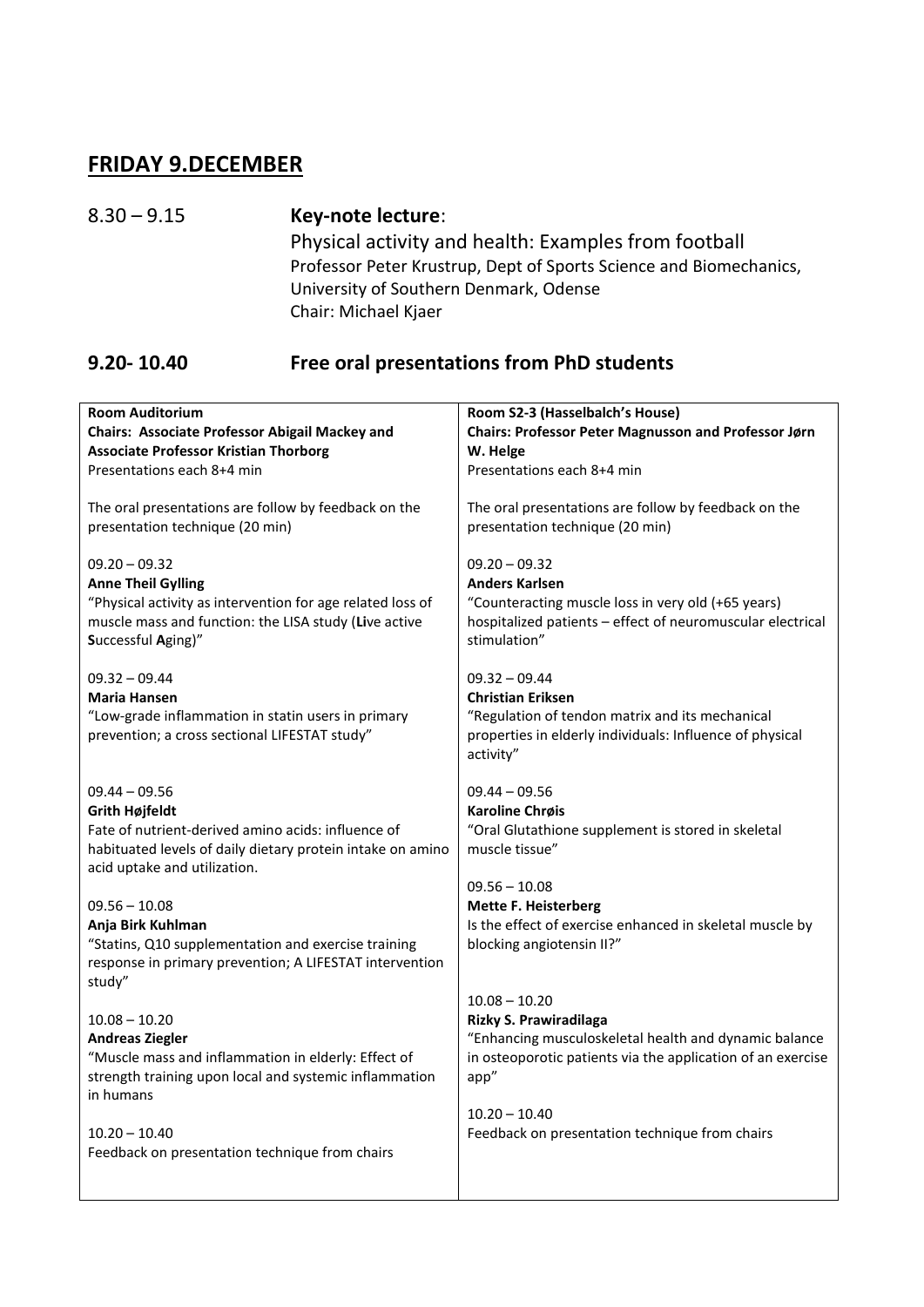## FRIDAY 9.DECEMBER

8.30 – 9.15 **Key-note lecture**:
Physical activity and health: Examples from football
Professor Peter Krustrup, Dept of Sports Science and Biomechanics, University of Southern Denmark, Odense
Chair: Michael Kjaer

### 9.20- 10.40 Free oral presentations from PhD students

**Room Auditorium**
**Chairs: Associate Professor Abigail Mackey and Associate Professor Kristian Thorborg**
Presentations each 8+4 min

The oral presentations are follow by feedback on the presentation technique (20 min)

09.20 – 09.32
**Anne Theil Gylling**
"Physical activity as intervention for age related loss of muscle mass and function: the LISA study (**Li**ve active **S**uccessful **A**ging)"

09.32 – 09.44
**Maria Hansen**
"Low-grade inflammation in statin users in primary prevention; a cross sectional LIFESTAT study"

09.44 – 09.56
**Grith Højfeldt**
Fate of nutrient-derived amino acids: influence of habituated levels of daily dietary protein intake on amino acid uptake and utilization.

09.56 – 10.08
**Anja Birk Kuhlman**
"Statins, Q10 supplementation and exercise training response in primary prevention; A LIFESTAT intervention study"

10.08 – 10.20
**Andreas Ziegler**
"Muscle mass and inflammation in elderly: Effect of strength training upon local and systemic inflammation in humans

10.20 – 10.40
Feedback on presentation technique from chairs

**Room S2-3 (Hasselbalch's House)**
**Chairs: Professor Peter Magnusson and Professor Jørn W. Helge**
Presentations each 8+4 min

The oral presentations are follow by feedback on the presentation technique (20 min)

09.20 – 09.32
**Anders Karlsen**
"Counteracting muscle loss in very old (+65 years) hospitalized patients – effect of neuromuscular electrical stimulation"

09.32 – 09.44
**Christian Eriksen**
"Regulation of tendon matrix and its mechanical properties in elderly individuals: Influence of physical activity"

09.44 – 09.56
**Karoline Chrøis**
"Oral Glutathione supplement is stored in skeletal muscle tissue"

09.56 – 10.08
**Mette F. Heisterberg**
Is the effect of exercise enhanced in skeletal muscle by blocking angiotensin II?"

10.08 – 10.20
**Rizky S. Prawiradilaga**
"Enhancing musculoskeletal health and dynamic balance in osteoporotic patients via the application of an exercise app"

10.20 – 10.40
Feedback on presentation technique from chairs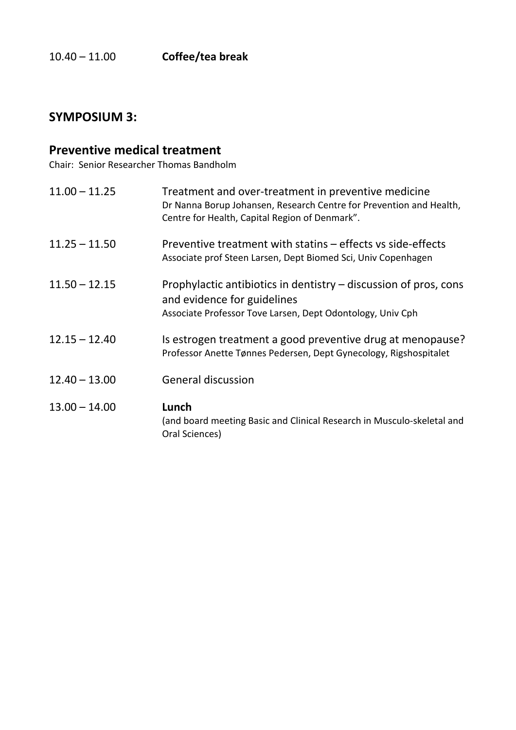10.40 – 11.00 **Coffee/tea break**

## SYMPOSIUM 3:

## Preventive medical treatment

Chair: Senior Researcher Thomas Bandholm

| | |
|---|---|
| 11.00 – 11.25 | Treatment and over-treatment in preventive medicine<br>Dr Nanna Borup Johansen, Research Centre for Prevention and Health, Centre for Health, Capital Region of Denmark". |
| 11.25 – 11.50 | Preventive treatment with statins – effects vs side-effects<br>Associate prof Steen Larsen, Dept Biomed Sci, Univ Copenhagen |
| 11.50 – 12.15 | Prophylactic antibiotics in dentistry – discussion of pros, cons and evidence for guidelines<br>Associate Professor Tove Larsen, Dept Odontology, Univ Cph |
| 12.15 – 12.40 | Is estrogen treatment a good preventive drug at menopause?<br>Professor Anette Tønnes Pedersen, Dept Gynecology, Rigshospitalet |
| 12.40 – 13.00 | General discussion |
| 13.00 – 14.00 | **Lunch**<br>(and board meeting Basic and Clinical Research in Musculo-skeletal and Oral Sciences) |